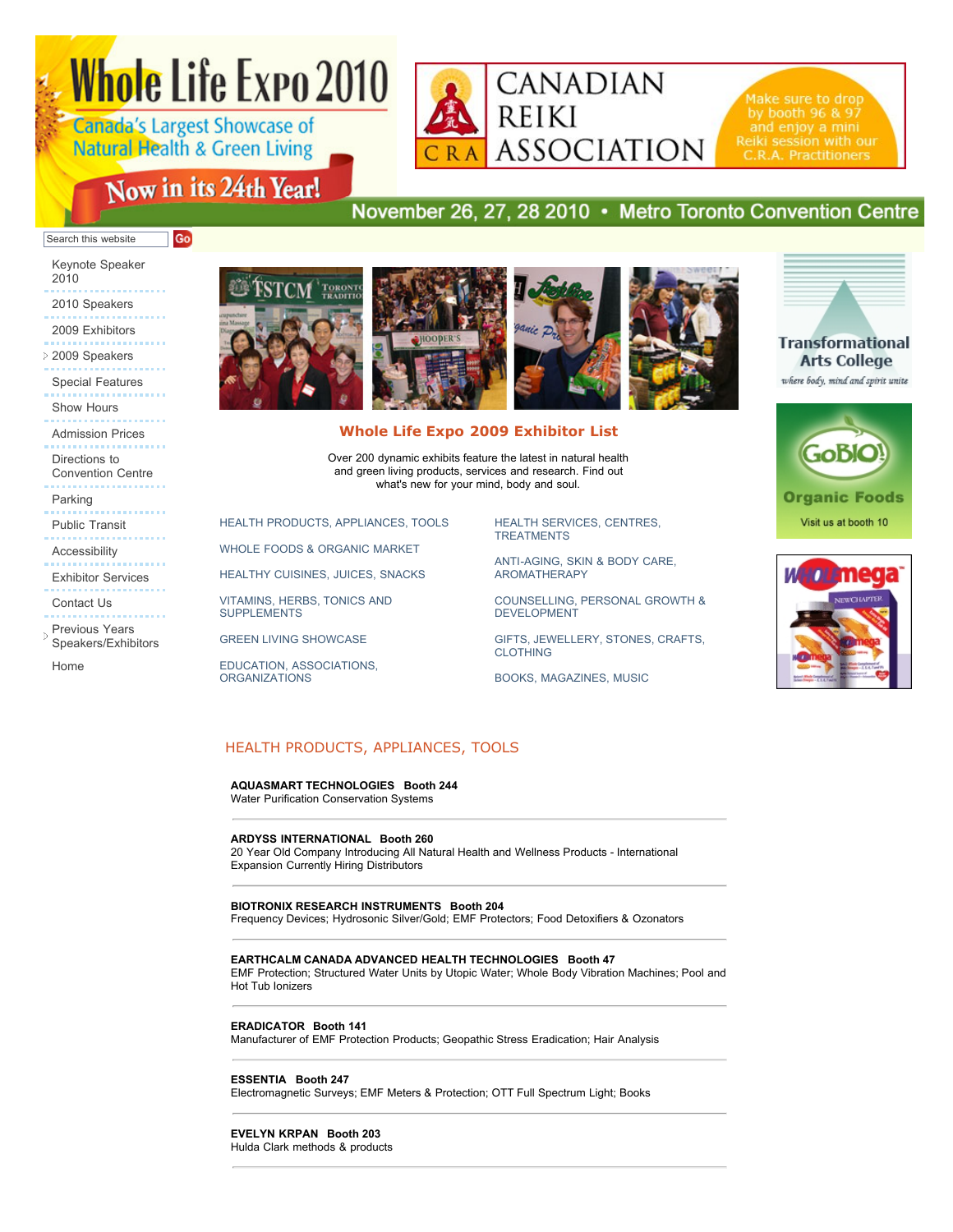# Whole Life Expo 2010

Canada's Largest Showcase of Natural Health & Green Living

Now in its 24th Year!

CANADIAN REIKI ASSOCIATION

Make sure to drop by booth 96 & 97 and enjoy a mini Reiki session with our C.R.A. Practitioners

November 26, 27, 28 2010 • Metro Toronto Convention Centre

Search this website Go

- Keynote Speaker 2010
- 2010 Speakers
- 2009 Exhibitors
- 2009 Speakers
- Special Features
- Show Hours
- Admission Prices
- Directions to Convention Centre
- Parking
- Public Transit
- Accessibility
- Exhibitor Services
- Contact Us
- Previous Years Speakers/Exhibitors
- Home

## Whole Life Expo 2009 Exhibitor List

Over 200 dynamic exhibits feature the latest in natural health and green living products, services and research. Find out what's new for your mind, body and soul.

- HEALTH PRODUCTS, APPLIANCES, TOOLS
- WHOLE FOODS & ORGANIC MARKET
- HEALTHY CUISINES, JUICES, SNACKS
- VITAMINS, HERBS, TONICS AND SUPPLEMENTS
- GREEN LIVING SHOWCASE
- EDUCATION, ASSOCIATIONS, ORGANIZATIONS
- HEALTH SERVICES, CENTRES, TREATMENTS
- ANTI-AGING, SKIN & BODY CARE, AROMATHERAPY
- COUNSELLING, PERSONAL GROWTH & DEVELOPMENT
- GIFTS, JEWELLERY, STONES, CRAFTS, CLOTHING
- BOOKS, MAGAZINES, MUSIC

Transformational Arts College
*where body, mind and spirit unite*

GoBIO! Organic Foods
Visit us at booth 10

WHOLEmega

## HEALTH PRODUCTS, APPLIANCES, TOOLS

**AQUASMART TECHNOLOGIES Booth 244**
Water Purification Conservation Systems

---

**ARDYSS INTERNATIONAL Booth 260**
20 Year Old Company Introducing All Natural Health and Wellness Products - International Expansion Currently Hiring Distributors

---

**BIOTRONIX RESEARCH INSTRUMENTS Booth 204**
Frequency Devices; Hydrosonic Silver/Gold; EMF Protectors; Food Detoxifiers & Ozonators

---

**EARTHCALM CANADA ADVANCED HEALTH TECHNOLOGIES Booth 47**
EMF Protection; Structured Water Units by Utopic Water; Whole Body Vibration Machines; Pool and Hot Tub Ionizers

---

**ERADICATOR Booth 141**
Manufacturer of EMF Protection Products; Geopathic Stress Eradication; Hair Analysis

---

**ESSENTIA Booth 247**
Electromagnetic Surveys; EMF Meters & Protection; OTT Full Spectrum Light; Books

---

**EVELYN KRPAN Booth 203**
Hulda Clark methods & products

---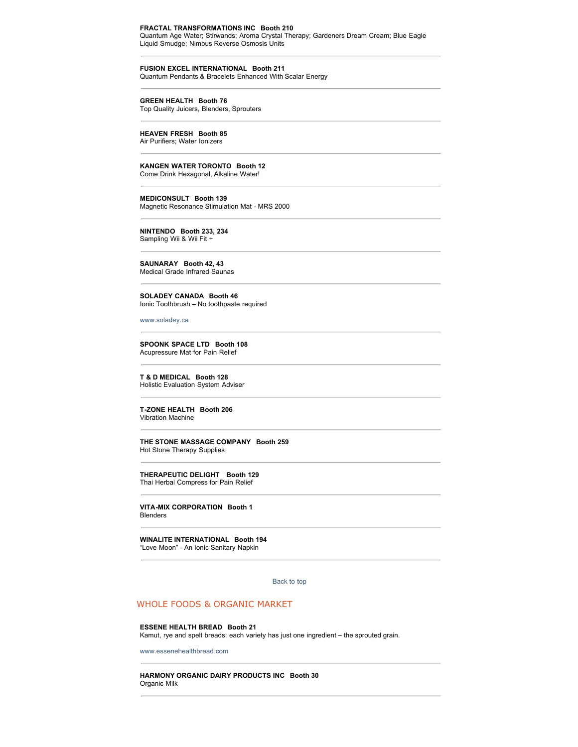**FRACTAL TRANSFORMATIONS INC   Booth 210**
Quantum Age Water; Stirwands; Aroma Crystal Therapy; Gardeners Dream Cream; Blue Eagle Liquid Smudge; Nimbus Reverse Osmosis Units

---

**FUSION EXCEL INTERNATIONAL   Booth 211**
Quantum Pendants & Bracelets Enhanced With Scalar Energy

---

**GREEN HEALTH   Booth 76**
Top Quality Juicers, Blenders, Sprouters

---

**HEAVEN FRESH   Booth 85**
Air Purifiers; Water Ionizers

---

**KANGEN WATER TORONTO   Booth 12**
Come Drink Hexagonal, Alkaline Water!

---

**MEDICONSULT   Booth 139**
Magnetic Resonance Stimulation Mat - MRS 2000

---

**NINTENDO   Booth 233, 234**
Sampling Wii & Wii Fit +

---

**SAUNARAY   Booth 42, 43**
Medical Grade Infrared Saunas

---

**SOLADEY CANADA   Booth 46**
Ionic Toothbrush – No toothpaste required

www.soladey.ca

---

**SPOONK SPACE LTD   Booth 108**
Acupressure Mat for Pain Relief

---

**T & D MEDICAL   Booth 128**
Holistic Evaluation System Adviser

---

**T-ZONE HEALTH   Booth 206**
Vibration Machine

---

**THE STONE MASSAGE COMPANY   Booth 259**
Hot Stone Therapy Supplies

---

**THERAPEUTIC DELIGHT   Booth 129**
Thai Herbal Compress for Pain Relief

---

**VITA-MIX CORPORATION   Booth 1**
Blenders

---

**WINALITE INTERNATIONAL   Booth 194**
"Love Moon" - An Ionic Sanitary Napkin

---

Back to top

## WHOLE FOODS & ORGANIC MARKET

**ESSENE HEALTH BREAD   Booth 21**
Kamut, rye and spelt breads: each variety has just one ingredient – the sprouted grain.

www.essenehealthbread.com

---

**HARMONY ORGANIC DAIRY PRODUCTS INC   Booth 30**
Organic Milk

---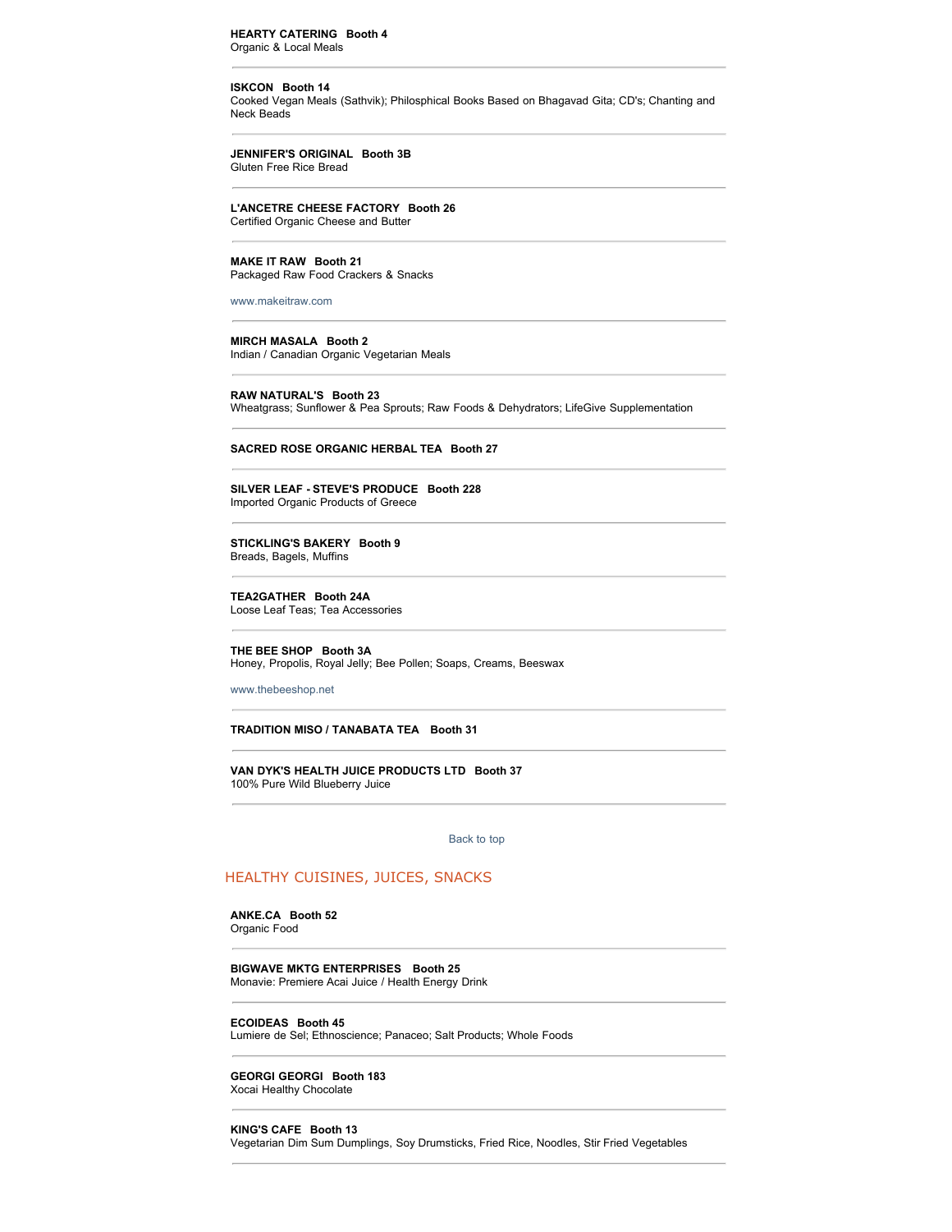**HEARTY CATERING   Booth 4**
Organic & Local Meals

---

**ISKCON   Booth 14**
Cooked Vegan Meals (Sathvik); Philosphical Books Based on Bhagavad Gita; CD's; Chanting and Neck Beads

---

**JENNIFER'S ORIGINAL   Booth 3B**
Gluten Free Rice Bread

---

**L'ANCETRE CHEESE FACTORY   Booth 26**
Certified Organic Cheese and Butter

---

**MAKE IT RAW   Booth 21**
Packaged Raw Food Crackers & Snacks

www.makeitraw.com

---

**MIRCH MASALA   Booth 2**
Indian / Canadian Organic Vegetarian Meals

---

**RAW NATURAL'S   Booth 23**
Wheatgrass; Sunflower & Pea Sprouts; Raw Foods & Dehydrators; LifeGive Supplementation

---

**SACRED ROSE ORGANIC HERBAL TEA   Booth 27**

---

**SILVER LEAF - STEVE'S PRODUCE   Booth 228**
Imported Organic Products of Greece

---

**STICKLING'S BAKERY   Booth 9**
Breads, Bagels, Muffins

---

**TEA2GATHER   Booth 24A**
Loose Leaf Teas; Tea Accessories

---

**THE BEE SHOP   Booth 3A**
Honey, Propolis, Royal Jelly; Bee Pollen; Soaps, Creams, Beeswax

www.thebeeshop.net

---

**TRADITION MISO / TANABATA TEA   Booth 31**

---

**VAN DYK'S HEALTH JUICE PRODUCTS LTD   Booth 37**
100% Pure Wild Blueberry Juice

---

Back to top

## HEALTHY CUISINES, JUICES, SNACKS

**ANKE.CA   Booth 52**
Organic Food

---

**BIGWAVE MKTG ENTERPRISES   Booth 25**
Monavie: Premiere Acai Juice / Health Energy Drink

---

**ECOIDEAS   Booth 45**
Lumiere de Sel; Ethnoscience; Panaceo; Salt Products; Whole Foods

---

**GEORGI GEORGI   Booth 183**
Xocai Healthy Chocolate

---

**KING'S CAFE   Booth 13**
Vegetarian Dim Sum Dumplings, Soy Drumsticks, Fried Rice, Noodles, Stir Fried Vegetables

---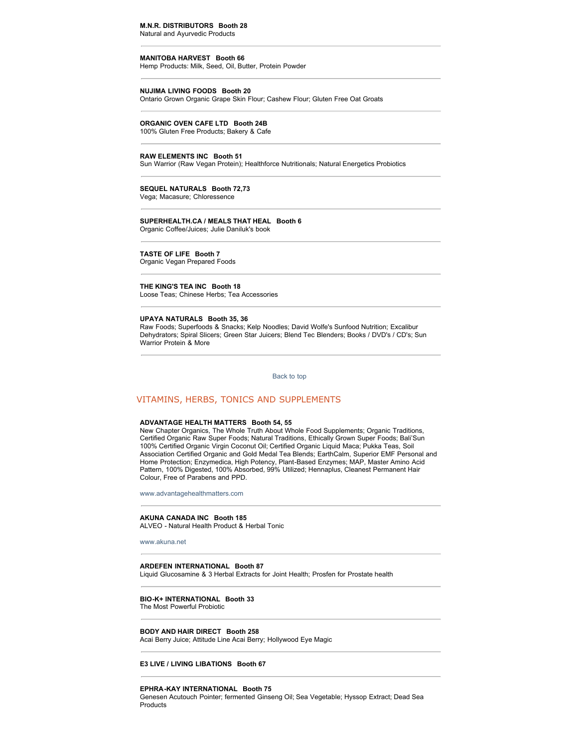**M.N.R. DISTRIBUTORS Booth 28**
Natural and Ayurvedic Products

---

**MANITOBA HARVEST Booth 66**
Hemp Products: Milk, Seed, Oil, Butter, Protein Powder

---

**NUJIMA LIVING FOODS Booth 20**
Ontario Grown Organic Grape Skin Flour; Cashew Flour; Gluten Free Oat Groats

---

**ORGANIC OVEN CAFE LTD Booth 24B**
100% Gluten Free Products; Bakery & Cafe

---

**RAW ELEMENTS INC Booth 51**
Sun Warrior (Raw Vegan Protein); Healthforce Nutritionals; Natural Energetics Probiotics

---

**SEQUEL NATURALS Booth 72,73**
Vega; Macasure; Chloressence

---

**SUPERHEALTH.CA / MEALS THAT HEAL Booth 6**
Organic Coffee/Juices; Julie Daniluk's book

---

**TASTE OF LIFE Booth 7**
Organic Vegan Prepared Foods

---

**THE KING'S TEA INC Booth 18**
Loose Teas; Chinese Herbs; Tea Accessories

---

**UPAYA NATURALS Booth 35, 36**
Raw Foods; Superfoods & Snacks; Kelp Noodles; David Wolfe's Sunfood Nutrition; Excalibur Dehydrators; Spiral Slicers; Green Star Juicers; Blend Tec Blenders; Books / DVD's / CD's; Sun Warrior Protein & More

---

Back to top

## VITAMINS, HERBS, TONICS AND SUPPLEMENTS

**ADVANTAGE HEALTH MATTERS Booth 54, 55**
New Chapter Organics, The Whole Truth About Whole Food Supplements; Organic Traditions, Certified Organic Raw Super Foods; Natural Traditions, Ethically Grown Super Foods; Bali'Sun 100% Certified Organic Virgin Coconut Oil; Certified Organic Liquid Maca; Pukka Teas, Soil Association Certified Organic and Gold Medal Tea Blends; EarthCalm, Superior EMF Personal and Home Protection; Enzymedica, High Potency, Plant-Based Enzymes; MAP, Master Amino Acid Pattern, 100% Digested, 100% Absorbed, 99% Utilized; Hennaplus, Cleanest Permanent Hair Colour, Free of Parabens and PPD.

www.advantagehealthmatters.com

---

**AKUNA CANADA INC Booth 185**
ALVEO - Natural Health Product & Herbal Tonic

www.akuna.net

---

**ARDEFEN INTERNATIONAL Booth 87**
Liquid Glucosamine & 3 Herbal Extracts for Joint Health; Prosfen for Prostate health

---

**BIO-K+ INTERNATIONAL Booth 33**
The Most Powerful Probiotic

---

**BODY AND HAIR DIRECT Booth 258**
Acai Berry Juice; Attitude Line Acai Berry; Hollywood Eye Magic

---

**E3 LIVE / LIVING LIBATIONS Booth 67**

---

**EPHRA-KAY INTERNATIONAL Booth 75**
Genesen Acutouch Pointer; fermented Ginseng Oil; Sea Vegetable; Hyssop Extract; Dead Sea Products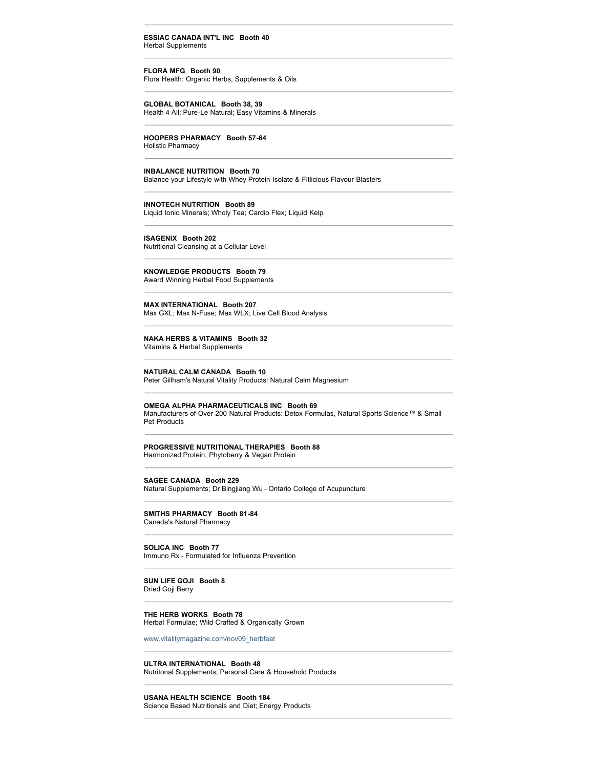---

**ESSIAC CANADA INT'L INC   Booth 40**
Herbal Supplements

---

**FLORA MFG   Booth 90**
Flora Health: Organic Herbs, Supplements & Oils

---

**GLOBAL BOTANICAL   Booth 38, 39**
Health 4 All; Pure-Le Natural; Easy Vitamins & Minerals

---

**HOOPERS PHARMACY   Booth 57-64**
Holistic Pharmacy

---

**INBALANCE NUTRITION   Booth 70**
Balance your Lifestyle with Whey Protein Isolate & Fitlicious Flavour Blasters

---

**INNOTECH NUTRITION   Booth 89**
Liquid Ionic Minerals; Wholy Tea; Cardio Flex; Liquid Kelp

---

**ISAGENIX   Booth 202**
Nutritional Cleansing at a Cellular Level

---

**KNOWLEDGE PRODUCTS   Booth 79**
Award Winning Herbal Food Supplements

---

**MAX INTERNATIONAL   Booth 207**
Max GXL; Max N-Fuse; Max WLX; Live Cell Blood Analysis

---

**NAKA HERBS & VITAMINS   Booth 32**
Vitamins & Herbal Supplements

---

**NATURAL CALM CANADA   Booth 10**
Peter Gillham's Natural Vitality Products: Natural Calm Magnesium

---

**OMEGA ALPHA PHARMACEUTICALS INC   Booth 69**
Manufacturers of Over 200 Natural Products: Detox Formulas, Natural Sports Science™ & Small Pet Products

---

**PROGRESSIVE NUTRITIONAL THERAPIES   Booth 88**
Harmonized Protein, Phytoberry & Vegan Protein

---

**SAGEE CANADA   Booth 229**
Natural Supplements; Dr Bingjiang Wu - Ontario College of Acupuncture

---

**SMITHS PHARMACY   Booth 81-84**
Canada's Natural Pharmacy

---

**SOLICA INC   Booth 77**
Immuno Rx - Formulated for Influenza Prevention

---

**SUN LIFE GOJI   Booth 8**
Dried Goji Berry

---

**THE HERB WORKS   Booth 78**
Herbal Formulae; Wild Crafted & Organically Grown

www.vitalitymagazine.com/nov09_herbfeat

---

**ULTRA INTERNATIONAL   Booth 48**
Nutritonal Supplements; Personal Care & Household Products

---

**USANA HEALTH SCIENCE   Booth 184**
Science Based Nutritionals and Diet; Energy Products

---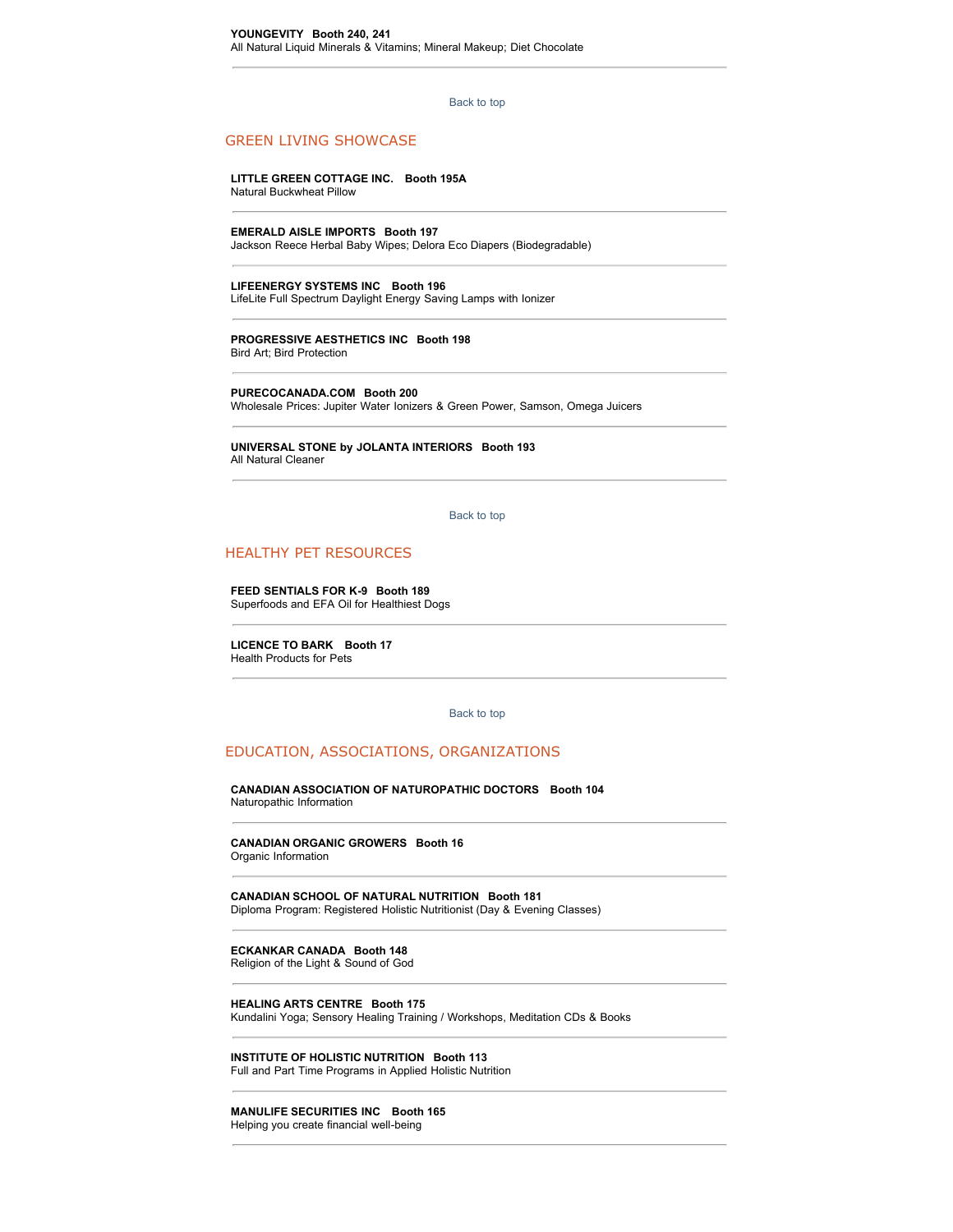**YOUNGEVITY Booth 240, 241**
All Natural Liquid Minerals & Vitamins; Mineral Makeup; Diet Chocolate

---

Back to top

## GREEN LIVING SHOWCASE

**LITTLE GREEN COTTAGE INC. Booth 195A**
Natural Buckwheat Pillow

---

**EMERALD AISLE IMPORTS Booth 197**
Jackson Reece Herbal Baby Wipes; Delora Eco Diapers (Biodegradable)

---

**LIFEENERGY SYSTEMS INC Booth 196**
LifeLite Full Spectrum Daylight Energy Saving Lamps with Ionizer

---

**PROGRESSIVE AESTHETICS INC Booth 198**
Bird Art; Bird Protection

---

**PURECOCANADA.COM Booth 200**
Wholesale Prices: Jupiter Water Ionizers & Green Power, Samson, Omega Juicers

---

**UNIVERSAL STONE by JOLANTA INTERIORS Booth 193**
All Natural Cleaner

---

Back to top

## HEALTHY PET RESOURCES

**FEED SENTIALS FOR K-9 Booth 189**
Superfoods and EFA Oil for Healthiest Dogs

---

**LICENCE TO BARK Booth 17**
Health Products for Pets

---

Back to top

## EDUCATION, ASSOCIATIONS, ORGANIZATIONS

**CANADIAN ASSOCIATION OF NATUROPATHIC DOCTORS Booth 104**
Naturopathic Information

---

**CANADIAN ORGANIC GROWERS Booth 16**
Organic Information

---

**CANADIAN SCHOOL OF NATURAL NUTRITION Booth 181**
Diploma Program: Registered Holistic Nutritionist (Day & Evening Classes)

---

**ECKANKAR CANADA Booth 148**
Religion of the Light & Sound of God

---

**HEALING ARTS CENTRE Booth 175**
Kundalini Yoga; Sensory Healing Training / Workshops, Meditation CDs & Books

---

**INSTITUTE OF HOLISTIC NUTRITION Booth 113**
Full and Part Time Programs in Applied Holistic Nutrition

---

**MANULIFE SECURITIES INC Booth 165**
Helping you create financial well-being

---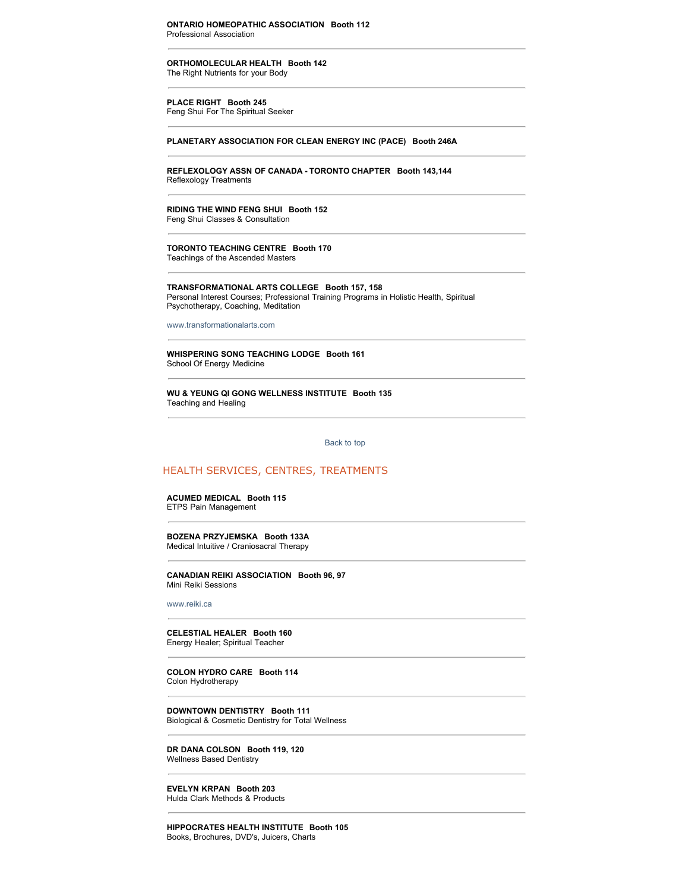**ONTARIO HOMEOPATHIC ASSOCIATION   Booth 112**
Professional Association

---

**ORTHOMOLECULAR HEALTH   Booth 142**
The Right Nutrients for your Body

---

**PLACE RIGHT   Booth 245**
Feng Shui For The Spiritual Seeker

---

**PLANETARY ASSOCIATION FOR CLEAN ENERGY INC (PACE)   Booth 246A**

---

**REFLEXOLOGY ASSN OF CANADA - TORONTO CHAPTER   Booth 143,144**
Reflexology Treatments

---

**RIDING THE WIND FENG SHUI   Booth 152**
Feng Shui Classes & Consultation

---

**TORONTO TEACHING CENTRE   Booth 170**
Teachings of the Ascended Masters

---

**TRANSFORMATIONAL ARTS COLLEGE   Booth 157, 158**
Personal Interest Courses; Professional Training Programs in Holistic Health, Spiritual Psychotherapy, Coaching, Meditation

www.transformationalarts.com

---

**WHISPERING SONG TEACHING LODGE   Booth 161**
School Of Energy Medicine

---

**WU & YEUNG QI GONG WELLNESS INSTITUTE   Booth 135**
Teaching and Healing

---

Back to top

## HEALTH SERVICES, CENTRES, TREATMENTS

**ACUMED MEDICAL   Booth 115**
ETPS Pain Management

---

**BOZENA PRZYJEMSKA   Booth 133A**
Medical Intuitive / Craniosacral Therapy

---

**CANADIAN REIKI ASSOCIATION   Booth 96, 97**
Mini Reiki Sessions

www.reiki.ca

---

**CELESTIAL HEALER   Booth 160**
Energy Healer; Spiritual Teacher

---

**COLON HYDRO CARE   Booth 114**
Colon Hydrotherapy

---

**DOWNTOWN DENTISTRY   Booth 111**
Biological & Cosmetic Dentistry for Total Wellness

---

**DR DANA COLSON   Booth 119, 120**
Wellness Based Dentistry

---

**EVELYN KRPAN   Booth 203**
Hulda Clark Methods & Products

---

**HIPPOCRATES HEALTH INSTITUTE   Booth 105**
Books, Brochures, DVD's, Juicers, Charts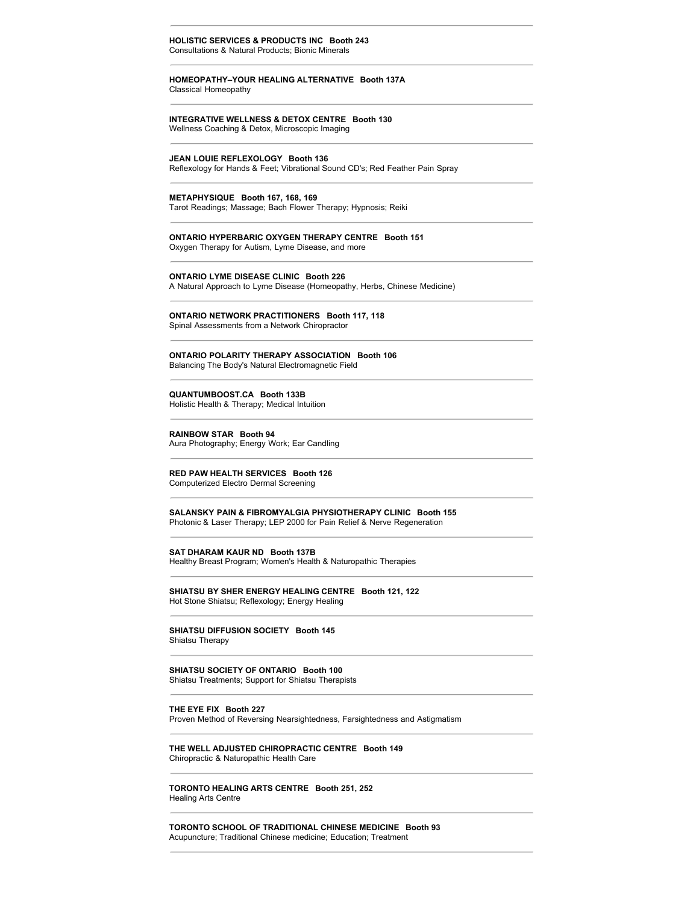**HOLISTIC SERVICES & PRODUCTS INC Booth 243**
Consultations & Natural Products; Bionic Minerals

---

**HOMEOPATHY–YOUR HEALING ALTERNATIVE Booth 137A**
Classical Homeopathy

---

**INTEGRATIVE WELLNESS & DETOX CENTRE Booth 130**
Wellness Coaching & Detox, Microscopic Imaging

---

**JEAN LOUIE REFLEXOLOGY Booth 136**
Reflexology for Hands & Feet; Vibrational Sound CD's; Red Feather Pain Spray

---

**METAPHYSIQUE Booth 167, 168, 169**
Tarot Readings; Massage; Bach Flower Therapy; Hypnosis; Reiki

---

**ONTARIO HYPERBARIC OXYGEN THERAPY CENTRE Booth 151**
Oxygen Therapy for Autism, Lyme Disease, and more

---

**ONTARIO LYME DISEASE CLINIC Booth 226**
A Natural Approach to Lyme Disease (Homeopathy, Herbs, Chinese Medicine)

---

**ONTARIO NETWORK PRACTITIONERS Booth 117, 118**
Spinal Assessments from a Network Chiropractor

---

**ONTARIO POLARITY THERAPY ASSOCIATION Booth 106**
Balancing The Body's Natural Electromagnetic Field

---

**QUANTUMBOOST.CA Booth 133B**
Holistic Health & Therapy; Medical Intuition

---

**RAINBOW STAR Booth 94**
Aura Photography; Energy Work; Ear Candling

---

**RED PAW HEALTH SERVICES Booth 126**
Computerized Electro Dermal Screening

---

**SALANSKY PAIN & FIBROMYALGIA PHYSIOTHERAPY CLINIC Booth 155**
Photonic & Laser Therapy; LEP 2000 for Pain Relief & Nerve Regeneration

---

**SAT DHARAM KAUR ND Booth 137B**
Healthy Breast Program; Women's Health & Naturopathic Therapies

---

**SHIATSU BY SHER ENERGY HEALING CENTRE Booth 121, 122**
Hot Stone Shiatsu; Reflexology; Energy Healing

---

**SHIATSU DIFFUSION SOCIETY Booth 145**
Shiatsu Therapy

---

**SHIATSU SOCIETY OF ONTARIO Booth 100**
Shiatsu Treatments; Support for Shiatsu Therapists

---

**THE EYE FIX Booth 227**
Proven Method of Reversing Nearsightedness, Farsightedness and Astigmatism

---

**THE WELL ADJUSTED CHIROPRACTIC CENTRE Booth 149**
Chiropractic & Naturopathic Health Care

---

**TORONTO HEALING ARTS CENTRE Booth 251, 252**
Healing Arts Centre

---

**TORONTO SCHOOL OF TRADITIONAL CHINESE MEDICINE Booth 93**
Acupuncture; Traditional Chinese medicine; Education; Treatment

---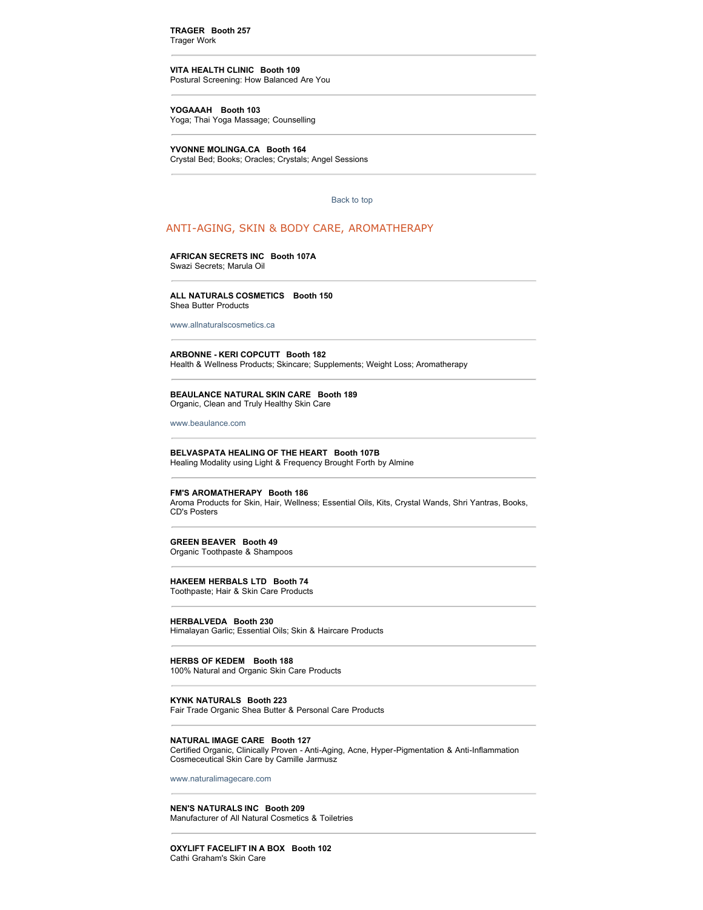**TRAGER Booth 257**
Trager Work

---

**VITA HEALTH CLINIC Booth 109**
Postural Screening: How Balanced Are You

---

**YOGAAAH Booth 103**
Yoga; Thai Yoga Massage; Counselling

---

**YVONNE MOLINGA.CA Booth 164**
Crystal Bed; Books; Oracles; Crystals; Angel Sessions

---

Back to top

## ANTI-AGING, SKIN & BODY CARE, AROMATHERAPY

**AFRICAN SECRETS INC Booth 107A**
Swazi Secrets; Marula Oil

---

**ALL NATURALS COSMETICS Booth 150**
Shea Butter Products

www.allnaturalscosmetics.ca

---

**ARBONNE - KERI COPCUTT Booth 182**
Health & Wellness Products; Skincare; Supplements; Weight Loss; Aromatherapy

---

**BEAULANCE NATURAL SKIN CARE Booth 189**
Organic, Clean and Truly Healthy Skin Care

www.beaulance.com

---

**BELVASPATA HEALING OF THE HEART Booth 107B**
Healing Modality using Light & Frequency Brought Forth by Almine

---

**FM'S AROMATHERAPY Booth 186**
Aroma Products for Skin, Hair, Wellness; Essential Oils, Kits, Crystal Wands, Shri Yantras, Books, CD's Posters

---

**GREEN BEAVER Booth 49**
Organic Toothpaste & Shampoos

---

**HAKEEM HERBALS LTD Booth 74**
Toothpaste; Hair & Skin Care Products

---

**HERBALVEDA Booth 230**
Himalayan Garlic; Essential Oils; Skin & Haircare Products

---

**HERBS OF KEDEM Booth 188**
100% Natural and Organic Skin Care Products

---

**KYNK NATURALS Booth 223**
Fair Trade Organic Shea Butter & Personal Care Products

---

**NATURAL IMAGE CARE Booth 127**
Certified Organic, Clinically Proven - Anti-Aging, Acne, Hyper-Pigmentation & Anti-Inflammation Cosmeceutical Skin Care by Camille Jarmusz

www.naturalimagecare.com

---

**NEN'S NATURALS INC Booth 209**
Manufacturer of All Natural Cosmetics & Toiletries

---

**OXYLIFT FACELIFT IN A BOX Booth 102**
Cathi Graham's Skin Care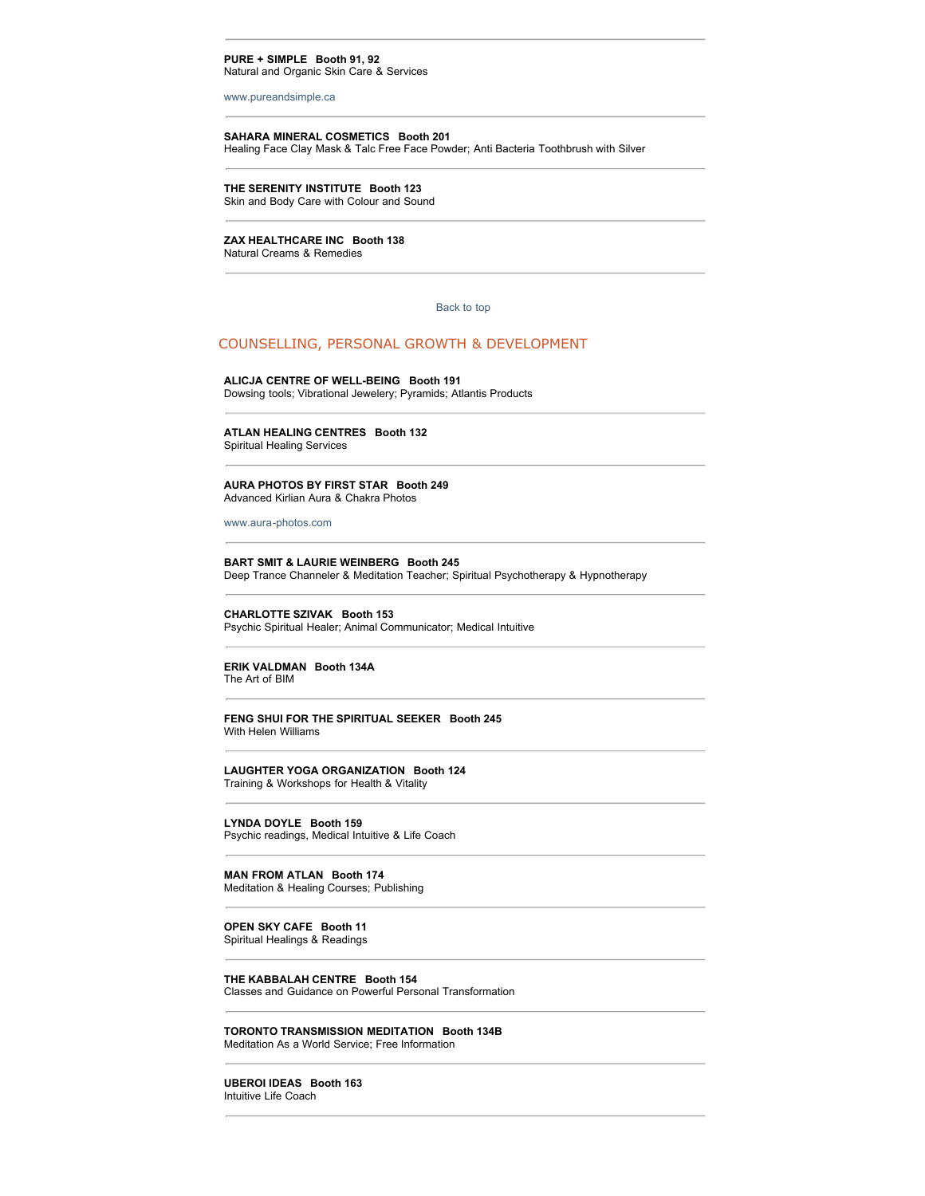---

**PURE + SIMPLE   Booth 91, 92**
Natural and Organic Skin Care & Services

www.pureandsimple.ca

---

**SAHARA MINERAL COSMETICS   Booth 201**
Healing Face Clay Mask & Talc Free Face Powder; Anti Bacteria Toothbrush with Silver

---

**THE SERENITY INSTITUTE   Booth 123**
Skin and Body Care with Colour and Sound

---

**ZAX HEALTHCARE INC   Booth 138**
Natural Creams & Remedies

---

Back to top

## COUNSELLING, PERSONAL GROWTH & DEVELOPMENT

**ALICJA CENTRE OF WELL-BEING   Booth 191**
Dowsing tools; Vibrational Jewelery; Pyramids; Atlantis Products

---

**ATLAN HEALING CENTRES   Booth 132**
Spiritual Healing Services

---

**AURA PHOTOS BY FIRST STAR   Booth 249**
Advanced Kirlian Aura & Chakra Photos

www.aura-photos.com

---

**BART SMIT & LAURIE WEINBERG   Booth 245**
Deep Trance Channeler & Meditation Teacher; Spiritual Psychotherapy & Hypnotherapy

---

**CHARLOTTE SZIVAK   Booth 153**
Psychic Spiritual Healer; Animal Communicator; Medical Intuitive

---

**ERIK VALDMAN   Booth 134A**
The Art of BIM

---

**FENG SHUI FOR THE SPIRITUAL SEEKER   Booth 245**
With Helen Williams

---

**LAUGHTER YOGA ORGANIZATION   Booth 124**
Training & Workshops for Health & Vitality

---

**LYNDA DOYLE   Booth 159**
Psychic readings, Medical Intuitive & Life Coach

---

**MAN FROM ATLAN   Booth 174**
Meditation & Healing Courses; Publishing

---

**OPEN SKY CAFE   Booth 11**
Spiritual Healings & Readings

---

**THE KABBALAH CENTRE   Booth 154**
Classes and Guidance on Powerful Personal Transformation

---

**TORONTO TRANSMISSION MEDITATION   Booth 134B**
Meditation As a World Service; Free Information

---

**UBEROI IDEAS   Booth 163**
Intuitive Life Coach

---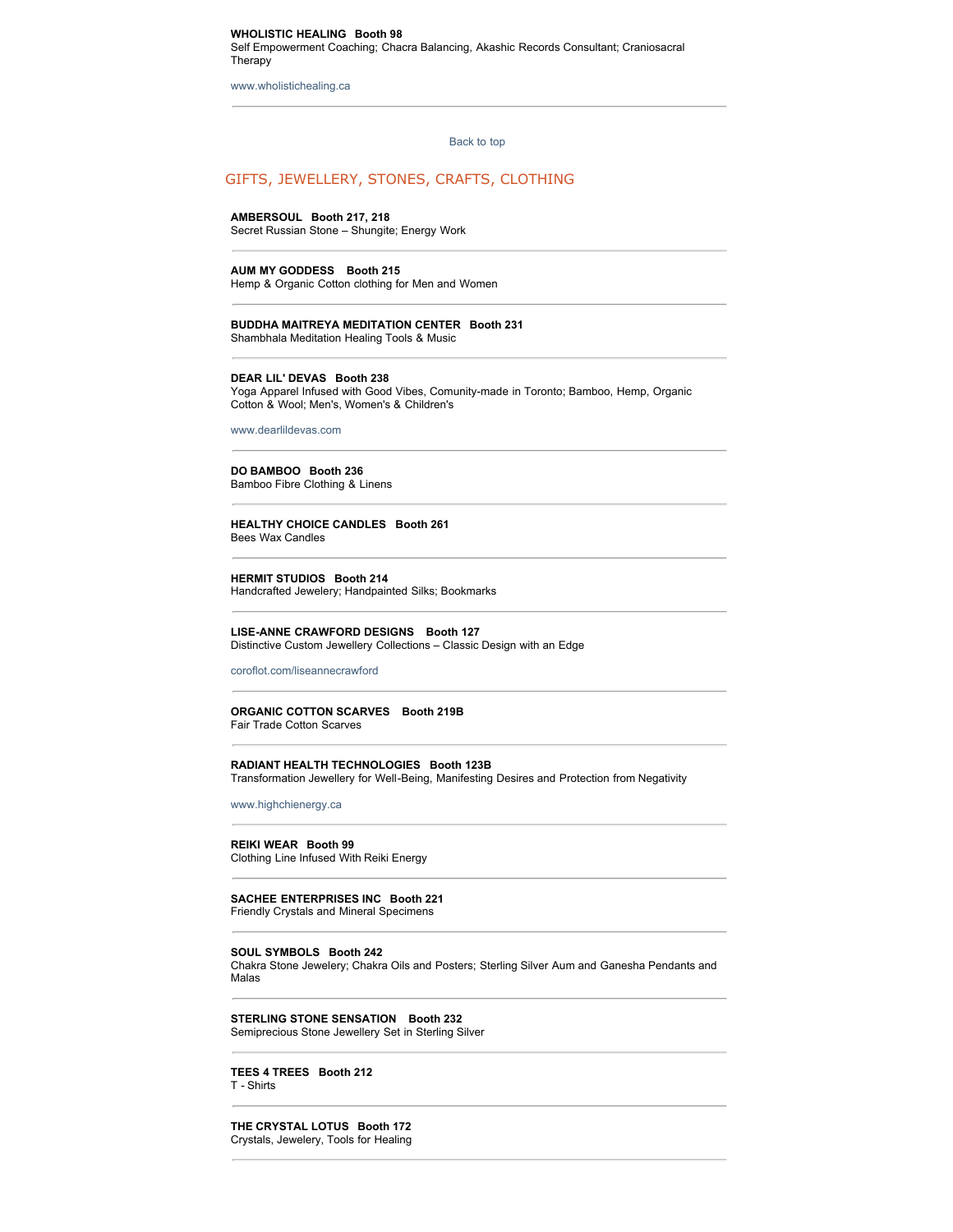**WHOLISTIC HEALING Booth 98**
Self Empowerment Coaching; Chacra Balancing, Akashic Records Consultant; Craniosacral Therapy

www.wholistichealing.ca

---

Back to top

## GIFTS, JEWELLERY, STONES, CRAFTS, CLOTHING

**AMBERSOUL Booth 217, 218**
Secret Russian Stone – Shungite; Energy Work

---

**AUM MY GODDESS Booth 215**
Hemp & Organic Cotton clothing for Men and Women

---

**BUDDHA MAITREYA MEDITATION CENTER Booth 231**
Shambhala Meditation Healing Tools & Music

---

**DEAR LIL' DEVAS Booth 238**
Yoga Apparel Infused with Good Vibes, Comunity-made in Toronto; Bamboo, Hemp, Organic Cotton & Wool; Men's, Women's & Children's

www.dearlildevas.com

---

**DO BAMBOO Booth 236**
Bamboo Fibre Clothing & Linens

---

**HEALTHY CHOICE CANDLES Booth 261**
Bees Wax Candles

---

**HERMIT STUDIOS Booth 214**
Handcrafted Jewelery; Handpainted Silks; Bookmarks

---

**LISE-ANNE CRAWFORD DESIGNS Booth 127**
Distinctive Custom Jewellery Collections – Classic Design with an Edge

coroflot.com/liseannecrawford

---

**ORGANIC COTTON SCARVES Booth 219B**
Fair Trade Cotton Scarves

---

**RADIANT HEALTH TECHNOLOGIES Booth 123B**
Transformation Jewellery for Well-Being, Manifesting Desires and Protection from Negativity

www.highchienergy.ca

---

**REIKI WEAR Booth 99**
Clothing Line Infused With Reiki Energy

---

**SACHEE ENTERPRISES INC Booth 221**
Friendly Crystals and Mineral Specimens

---

**SOUL SYMBOLS Booth 242**
Chakra Stone Jewelery; Chakra Oils and Posters; Sterling Silver Aum and Ganesha Pendants and Malas

---

**STERLING STONE SENSATION Booth 232**
Semiprecious Stone Jewellery Set in Sterling Silver

---

**TEES 4 TREES Booth 212**
T - Shirts

---

**THE CRYSTAL LOTUS Booth 172**
Crystals, Jewelery, Tools for Healing

---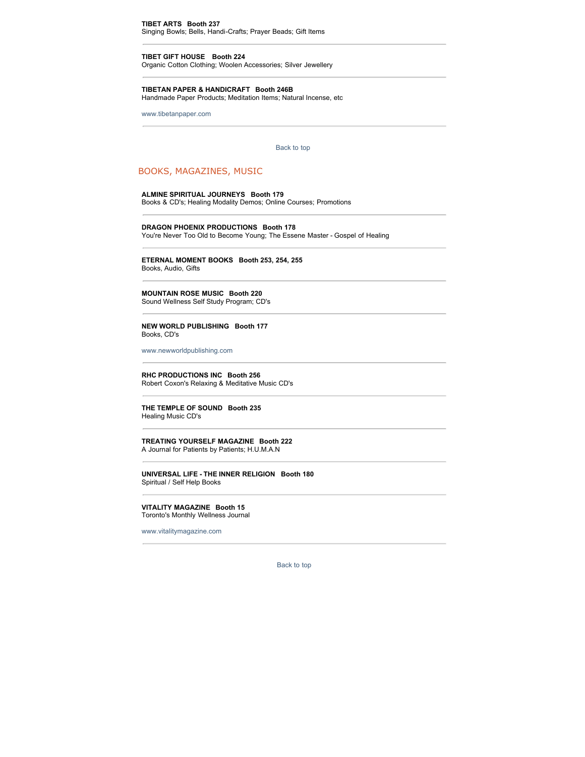**TIBET ARTS   Booth 237**
Singing Bowls; Bells, Handi-Crafts; Prayer Beads; Gift Items

---

**TIBET GIFT HOUSE   Booth 224**
Organic Cotton Clothing; Woolen Accessories; Silver Jewellery

---

**TIBETAN PAPER & HANDICRAFT   Booth 246B**
Handmade Paper Products; Meditation Items; Natural Incense, etc

www.tibetanpaper.com

---

Back to top

## BOOKS, MAGAZINES, MUSIC

**ALMINE SPIRITUAL JOURNEYS   Booth 179**
Books & CD's; Healing Modality Demos; Online Courses; Promotions

---

**DRAGON PHOENIX PRODUCTIONS   Booth 178**
You're Never Too Old to Become Young; The Essene Master - Gospel of Healing

---

**ETERNAL MOMENT BOOKS   Booth 253, 254, 255**
Books, Audio, Gifts

---

**MOUNTAIN ROSE MUSIC   Booth 220**
Sound Wellness Self Study Program; CD's

---

**NEW WORLD PUBLISHING   Booth 177**
Books, CD's

www.newworldpublishing.com

---

**RHC PRODUCTIONS INC   Booth 256**
Robert Coxon's Relaxing & Meditative Music CD's

---

**THE TEMPLE OF SOUND   Booth 235**
Healing Music CD's

---

**TREATING YOURSELF MAGAZINE   Booth 222**
A Journal for Patients by Patients; H.U.M.A.N

---

**UNIVERSAL LIFE - THE INNER RELIGION   Booth 180**
Spiritual / Self Help Books

---

**VITALITY MAGAZINE   Booth 15**
Toronto's Monthly Wellness Journal

www.vitalitymagazine.com

---

Back to top